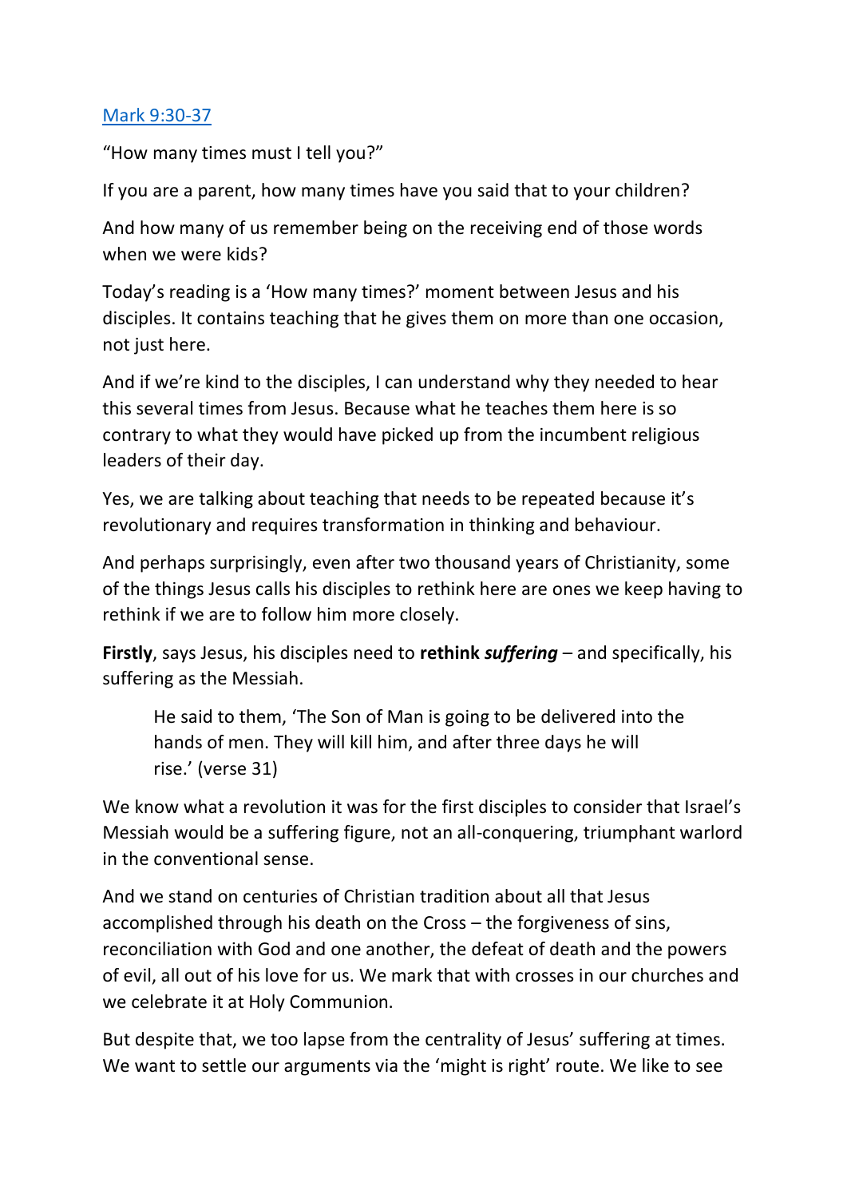[Mark 9:30-37]

"How many times must I tell you?"

If you are a parent, how many times have you said that to your children?

And how many of us remember being on the receiving end of those words when we were kids?

Today's reading is a 'How many times?' moment between Jesus and his disciples. It contains teaching that he gives them on more than one occasion, not just here.

And if we're kind to the disciples, I can understand why they needed to hear this several times from Jesus. Because what he teaches them here is so contrary to what they would have picked up from the incumbent religious leaders of their day.

Yes, we are talking about teaching that needs to be repeated because it's revolutionary and requires transformation in thinking and behaviour.

And perhaps surprisingly, even after two thousand years of Christianity, some of the things Jesus calls his disciples to rethink here are ones we keep having to rethink if we are to follow him more closely.

**Firstly**, says Jesus, his disciples need to **rethink *suffering*** – and specifically, his suffering as the Messiah.

> He said to them, 'The Son of Man is going to be delivered into the hands of men. They will kill him, and after three days he will rise.' (verse 31)

We know what a revolution it was for the first disciples to consider that Israel's Messiah would be a suffering figure, not an all-conquering, triumphant warlord in the conventional sense.

And we stand on centuries of Christian tradition about all that Jesus accomplished through his death on the Cross – the forgiveness of sins, reconciliation with God and one another, the defeat of death and the powers of evil, all out of his love for us. We mark that with crosses in our churches and we celebrate it at Holy Communion.

But despite that, we too lapse from the centrality of Jesus' suffering at times. We want to settle our arguments via the 'might is right' route. We like to see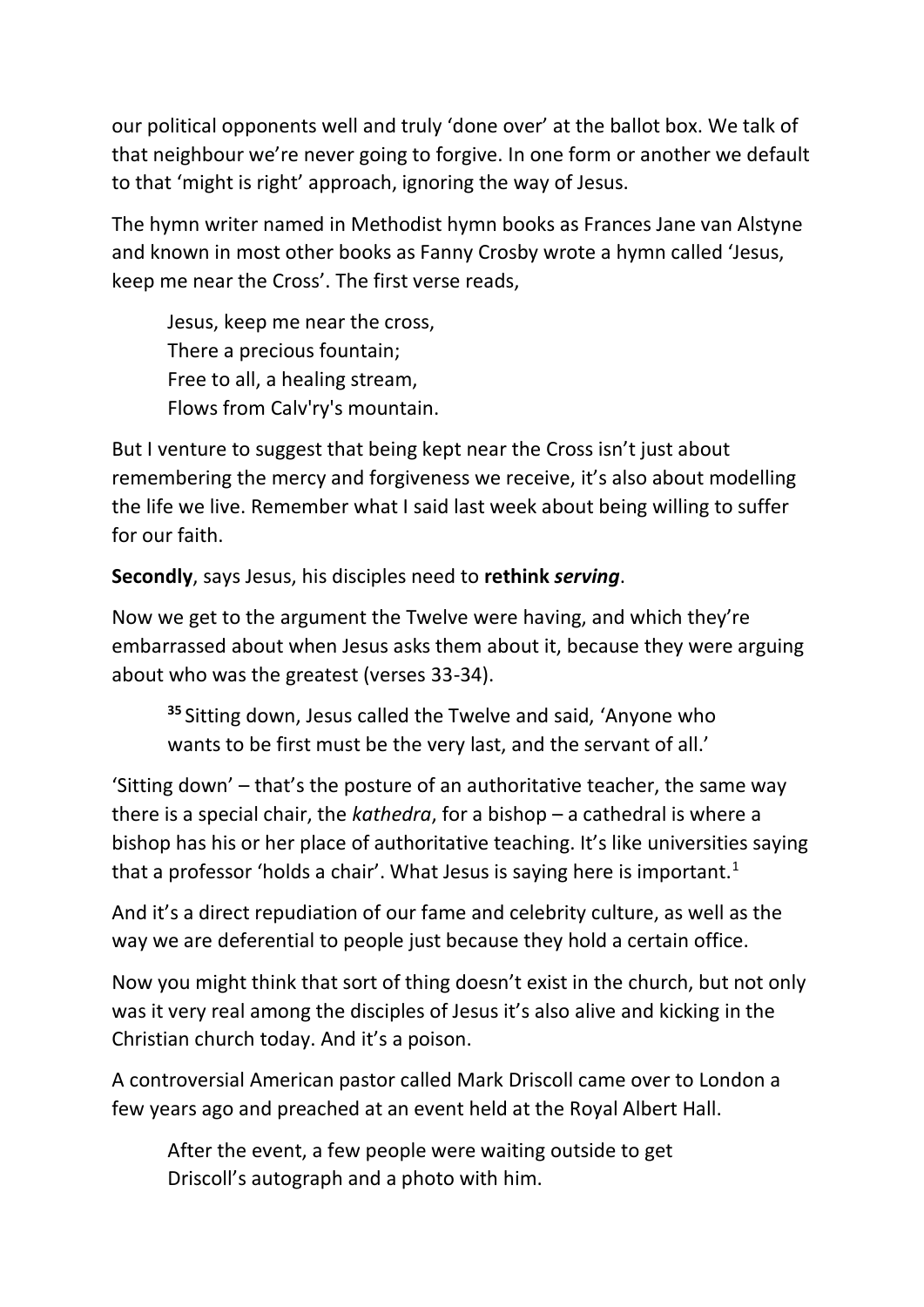our political opponents well and truly 'done over' at the ballot box. We talk of that neighbour we're never going to forgive. In one form or another we default to that 'might is right' approach, ignoring the way of Jesus.

The hymn writer named in Methodist hymn books as Frances Jane van Alstyne and known in most other books as Fanny Crosby wrote a hymn called 'Jesus, keep me near the Cross'. The first verse reads,

> Jesus, keep me near the cross,
> There a precious fountain;
> Free to all, a healing stream,
> Flows from Calv'ry's mountain.

But I venture to suggest that being kept near the Cross isn't just about remembering the mercy and forgiveness we receive, it's also about modelling the life we live. Remember what I said last week about being willing to suffer for our faith.

**Secondly**, says Jesus, his disciples need to **rethink *serving***.

Now we get to the argument the Twelve were having, and which they're embarrassed about when Jesus asks them about it, because they were arguing about who was the greatest (verses 33-34).

> **35** Sitting down, Jesus called the Twelve and said, 'Anyone who wants to be first must be the very last, and the servant of all.'

'Sitting down' – that's the posture of an authoritative teacher, the same way there is a special chair, the *kathedra*, for a bishop – a cathedral is where a bishop has his or her place of authoritative teaching. It's like universities saying that a professor 'holds a chair'. What Jesus is saying here is important.[1]

And it's a direct repudiation of our fame and celebrity culture, as well as the way we are deferential to people just because they hold a certain office.

Now you might think that sort of thing doesn't exist in the church, but not only was it very real among the disciples of Jesus it's also alive and kicking in the Christian church today. And it's a poison.

A controversial American pastor called Mark Driscoll came over to London a few years ago and preached at an event held at the Royal Albert Hall.

> After the event, a few people were waiting outside to get Driscoll's autograph and a photo with him.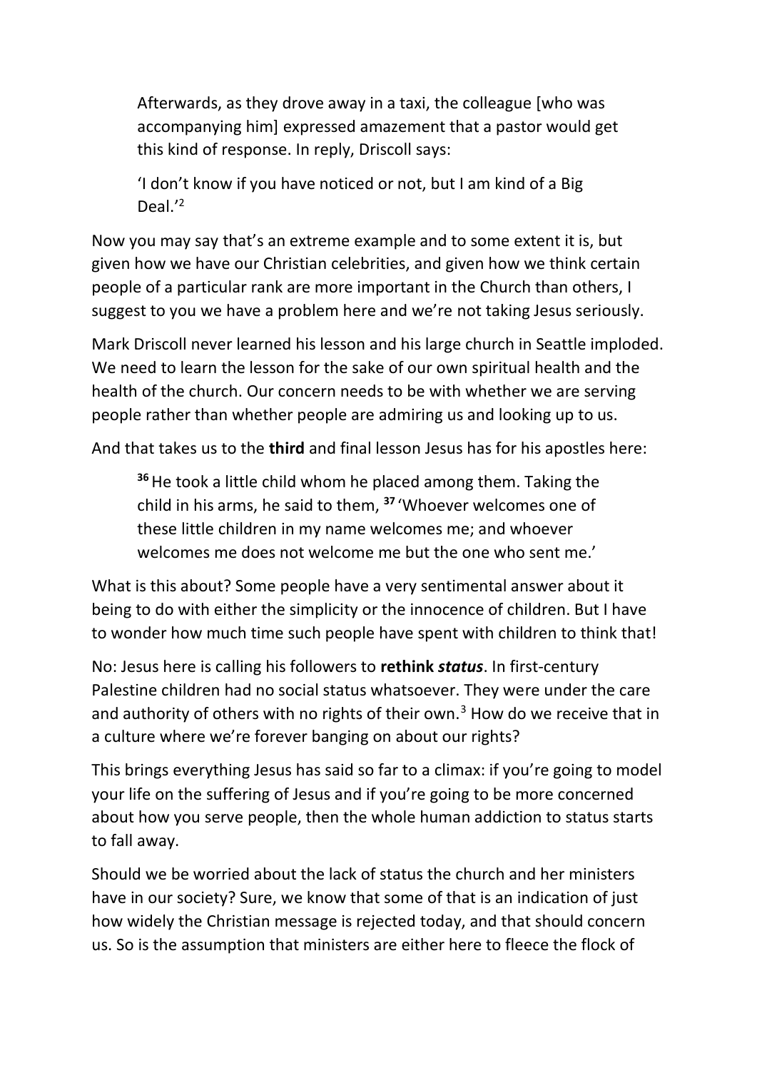> Afterwards, as they drove away in a taxi, the colleague [who was accompanying him] expressed amazement that a pastor would get this kind of response. In reply, Driscoll says:
>
> 'I don't know if you have noticed or not, but I am kind of a Big Deal.'[2]

Now you may say that's an extreme example and to some extent it is, but given how we have our Christian celebrities, and given how we think certain people of a particular rank are more important in the Church than others, I suggest to you we have a problem here and we're not taking Jesus seriously.

Mark Driscoll never learned his lesson and his large church in Seattle imploded. We need to learn the lesson for the sake of our own spiritual health and the health of the church. Our concern needs to be with whether we are serving people rather than whether people are admiring us and looking up to us.

And that takes us to the **third** and final lesson Jesus has for his apostles here:

> **36** He took a little child whom he placed among them. Taking the child in his arms, he said to them, **37** 'Whoever welcomes one of these little children in my name welcomes me; and whoever welcomes me does not welcome me but the one who sent me.'

What is this about? Some people have a very sentimental answer about it being to do with either the simplicity or the innocence of children. But I have to wonder how much time such people have spent with children to think that!

No: Jesus here is calling his followers to **rethink *status***. In first-century Palestine children had no social status whatsoever. They were under the care and authority of others with no rights of their own.[3] How do we receive that in a culture where we're forever banging on about our rights?

This brings everything Jesus has said so far to a climax: if you're going to model your life on the suffering of Jesus and if you're going to be more concerned about how you serve people, then the whole human addiction to status starts to fall away.

Should we be worried about the lack of status the church and her ministers have in our society? Sure, we know that some of that is an indication of just how widely the Christian message is rejected today, and that should concern us. So is the assumption that ministers are either here to fleece the flock of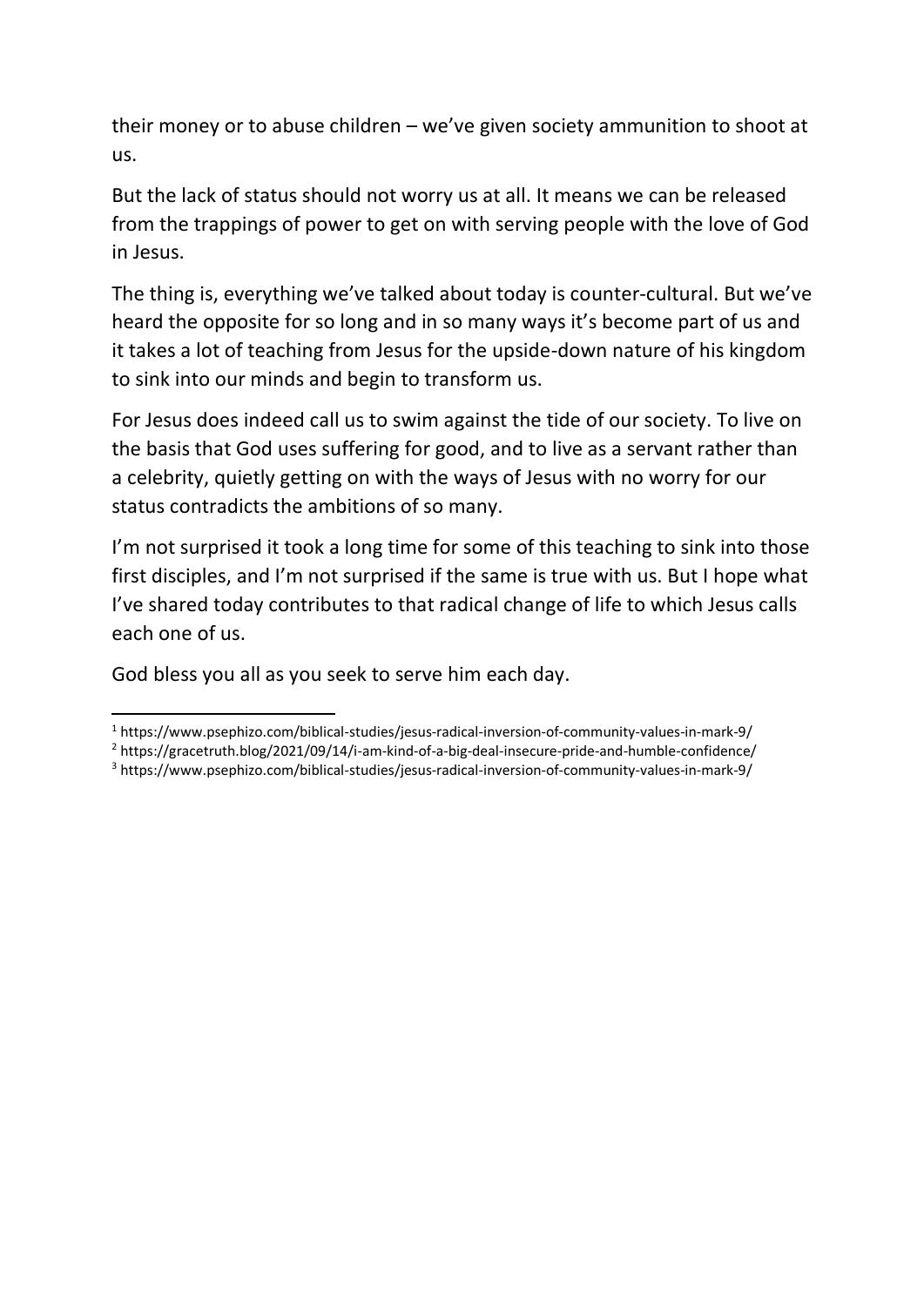their money or to abuse children – we've given society ammunition to shoot at us.

But the lack of status should not worry us at all. It means we can be released from the trappings of power to get on with serving people with the love of God in Jesus.

The thing is, everything we've talked about today is counter-cultural. But we've heard the opposite for so long and in so many ways it's become part of us and it takes a lot of teaching from Jesus for the upside-down nature of his kingdom to sink into our minds and begin to transform us.

For Jesus does indeed call us to swim against the tide of our society. To live on the basis that God uses suffering for good, and to live as a servant rather than a celebrity, quietly getting on with the ways of Jesus with no worry for our status contradicts the ambitions of so many.

I'm not surprised it took a long time for some of this teaching to sink into those first disciples, and I'm not surprised if the same is true with us. But I hope what I've shared today contributes to that radical change of life to which Jesus calls each one of us.

God bless you all as you seek to serve him each day.

---

[1] https://www.psephizo.com/biblical-studies/jesus-radical-inversion-of-community-values-in-mark-9/

[2] https://gracetruth.blog/2021/09/14/i-am-kind-of-a-big-deal-insecure-pride-and-humble-confidence/

[3] https://www.psephizo.com/biblical-studies/jesus-radical-inversion-of-community-values-in-mark-9/